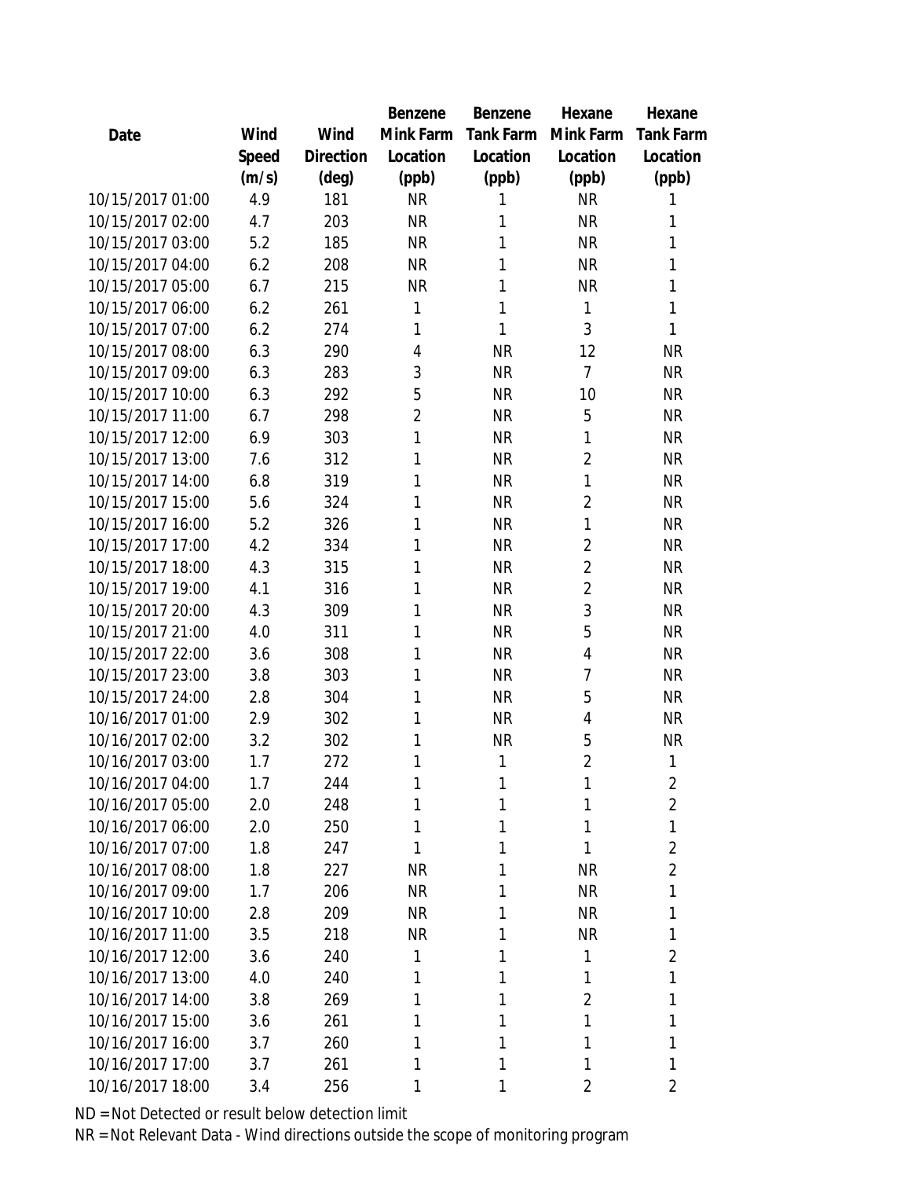| Date | Wind Speed (m/s) | Wind Direction (deg) | Benzene Mink Farm Location (ppb) | Benzene Tank Farm Location (ppb) | Hexane Mink Farm Location (ppb) | Hexane Tank Farm Location (ppb) |
|---|---|---|---|---|---|---|
| 10/15/2017 01:00 | 4.9 | 181 | NR | 1 | NR | 1 |
| 10/15/2017 02:00 | 4.7 | 203 | NR | 1 | NR | 1 |
| 10/15/2017 03:00 | 5.2 | 185 | NR | 1 | NR | 1 |
| 10/15/2017 04:00 | 6.2 | 208 | NR | 1 | NR | 1 |
| 10/15/2017 05:00 | 6.7 | 215 | NR | 1 | NR | 1 |
| 10/15/2017 06:00 | 6.2 | 261 | 1 | 1 | 1 | 1 |
| 10/15/2017 07:00 | 6.2 | 274 | 1 | 1 | 3 | 1 |
| 10/15/2017 08:00 | 6.3 | 290 | 4 | NR | 12 | NR |
| 10/15/2017 09:00 | 6.3 | 283 | 3 | NR | 7 | NR |
| 10/15/2017 10:00 | 6.3 | 292 | 5 | NR | 10 | NR |
| 10/15/2017 11:00 | 6.7 | 298 | 2 | NR | 5 | NR |
| 10/15/2017 12:00 | 6.9 | 303 | 1 | NR | 1 | NR |
| 10/15/2017 13:00 | 7.6 | 312 | 1 | NR | 2 | NR |
| 10/15/2017 14:00 | 6.8 | 319 | 1 | NR | 1 | NR |
| 10/15/2017 15:00 | 5.6 | 324 | 1 | NR | 2 | NR |
| 10/15/2017 16:00 | 5.2 | 326 | 1 | NR | 1 | NR |
| 10/15/2017 17:00 | 4.2 | 334 | 1 | NR | 2 | NR |
| 10/15/2017 18:00 | 4.3 | 315 | 1 | NR | 2 | NR |
| 10/15/2017 19:00 | 4.1 | 316 | 1 | NR | 2 | NR |
| 10/15/2017 20:00 | 4.3 | 309 | 1 | NR | 3 | NR |
| 10/15/2017 21:00 | 4.0 | 311 | 1 | NR | 5 | NR |
| 10/15/2017 22:00 | 3.6 | 308 | 1 | NR | 4 | NR |
| 10/15/2017 23:00 | 3.8 | 303 | 1 | NR | 7 | NR |
| 10/15/2017 24:00 | 2.8 | 304 | 1 | NR | 5 | NR |
| 10/16/2017 01:00 | 2.9 | 302 | 1 | NR | 4 | NR |
| 10/16/2017 02:00 | 3.2 | 302 | 1 | NR | 5 | NR |
| 10/16/2017 03:00 | 1.7 | 272 | 1 | 1 | 2 | 1 |
| 10/16/2017 04:00 | 1.7 | 244 | 1 | 1 | 1 | 2 |
| 10/16/2017 05:00 | 2.0 | 248 | 1 | 1 | 1 | 2 |
| 10/16/2017 06:00 | 2.0 | 250 | 1 | 1 | 1 | 1 |
| 10/16/2017 07:00 | 1.8 | 247 | 1 | 1 | 1 | 2 |
| 10/16/2017 08:00 | 1.8 | 227 | NR | 1 | NR | 2 |
| 10/16/2017 09:00 | 1.7 | 206 | NR | 1 | NR | 1 |
| 10/16/2017 10:00 | 2.8 | 209 | NR | 1 | NR | 1 |
| 10/16/2017 11:00 | 3.5 | 218 | NR | 1 | NR | 1 |
| 10/16/2017 12:00 | 3.6 | 240 | 1 | 1 | 1 | 2 |
| 10/16/2017 13:00 | 4.0 | 240 | 1 | 1 | 1 | 1 |
| 10/16/2017 14:00 | 3.8 | 269 | 1 | 1 | 2 | 1 |
| 10/16/2017 15:00 | 3.6 | 261 | 1 | 1 | 1 | 1 |
| 10/16/2017 16:00 | 3.7 | 260 | 1 | 1 | 1 | 1 |
| 10/16/2017 17:00 | 3.7 | 261 | 1 | 1 | 1 | 1 |
| 10/16/2017 18:00 | 3.4 | 256 | 1 | 1 | 2 | 2 |

ND = Not Detected or result below detection limit

NR = Not Relevant Data - Wind directions outside the scope of monitoring program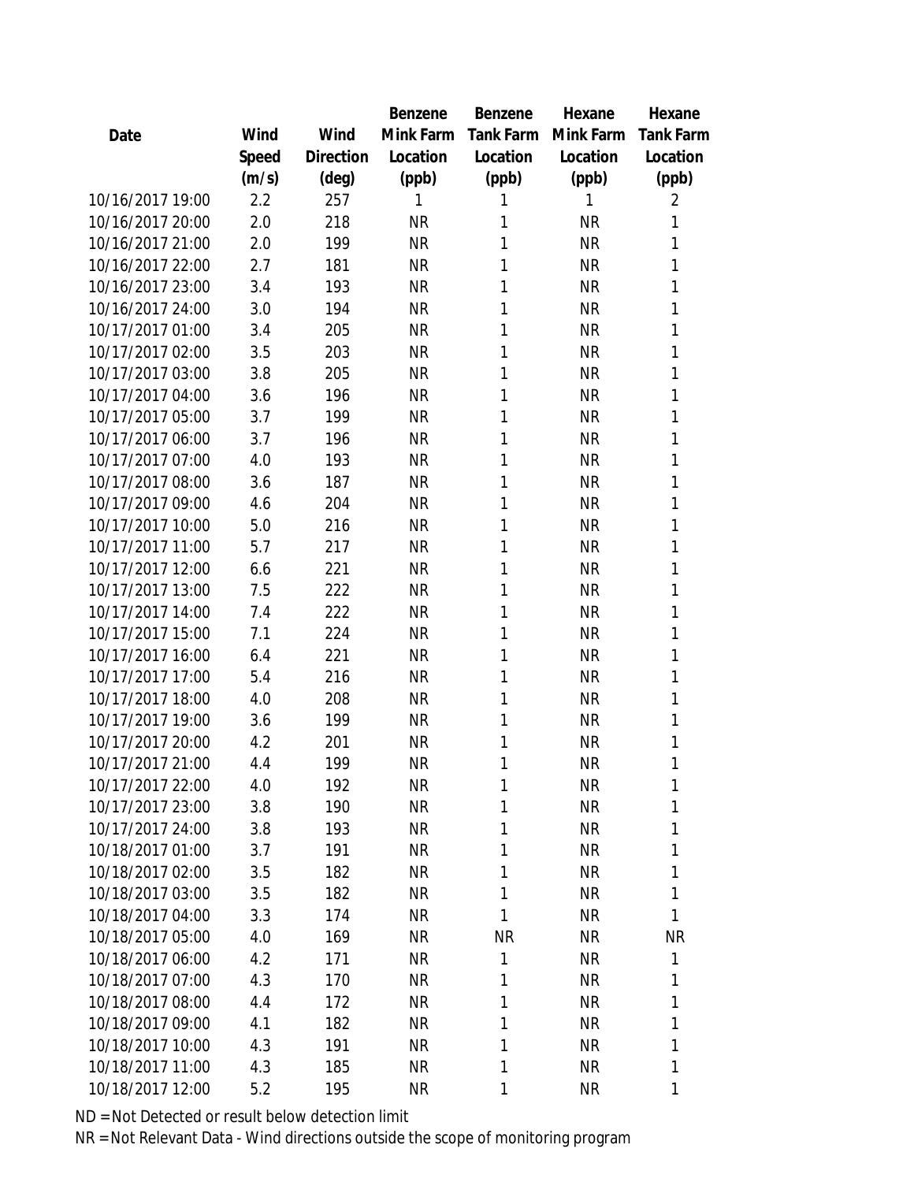| Date | Wind Speed (m/s) | Wind Direction (deg) | Benzene Mink Farm Location (ppb) | Benzene Tank Farm Location (ppb) | Hexane Mink Farm Location (ppb) | Hexane Tank Farm Location (ppb) |
|---|---|---|---|---|---|---|
| 10/16/2017 19:00 | 2.2 | 257 | 1 | 1 | 1 | 2 |
| 10/16/2017 20:00 | 2.0 | 218 | NR | 1 | NR | 1 |
| 10/16/2017 21:00 | 2.0 | 199 | NR | 1 | NR | 1 |
| 10/16/2017 22:00 | 2.7 | 181 | NR | 1 | NR | 1 |
| 10/16/2017 23:00 | 3.4 | 193 | NR | 1 | NR | 1 |
| 10/16/2017 24:00 | 3.0 | 194 | NR | 1 | NR | 1 |
| 10/17/2017 01:00 | 3.4 | 205 | NR | 1 | NR | 1 |
| 10/17/2017 02:00 | 3.5 | 203 | NR | 1 | NR | 1 |
| 10/17/2017 03:00 | 3.8 | 205 | NR | 1 | NR | 1 |
| 10/17/2017 04:00 | 3.6 | 196 | NR | 1 | NR | 1 |
| 10/17/2017 05:00 | 3.7 | 199 | NR | 1 | NR | 1 |
| 10/17/2017 06:00 | 3.7 | 196 | NR | 1 | NR | 1 |
| 10/17/2017 07:00 | 4.0 | 193 | NR | 1 | NR | 1 |
| 10/17/2017 08:00 | 3.6 | 187 | NR | 1 | NR | 1 |
| 10/17/2017 09:00 | 4.6 | 204 | NR | 1 | NR | 1 |
| 10/17/2017 10:00 | 5.0 | 216 | NR | 1 | NR | 1 |
| 10/17/2017 11:00 | 5.7 | 217 | NR | 1 | NR | 1 |
| 10/17/2017 12:00 | 6.6 | 221 | NR | 1 | NR | 1 |
| 10/17/2017 13:00 | 7.5 | 222 | NR | 1 | NR | 1 |
| 10/17/2017 14:00 | 7.4 | 222 | NR | 1 | NR | 1 |
| 10/17/2017 15:00 | 7.1 | 224 | NR | 1 | NR | 1 |
| 10/17/2017 16:00 | 6.4 | 221 | NR | 1 | NR | 1 |
| 10/17/2017 17:00 | 5.4 | 216 | NR | 1 | NR | 1 |
| 10/17/2017 18:00 | 4.0 | 208 | NR | 1 | NR | 1 |
| 10/17/2017 19:00 | 3.6 | 199 | NR | 1 | NR | 1 |
| 10/17/2017 20:00 | 4.2 | 201 | NR | 1 | NR | 1 |
| 10/17/2017 21:00 | 4.4 | 199 | NR | 1 | NR | 1 |
| 10/17/2017 22:00 | 4.0 | 192 | NR | 1 | NR | 1 |
| 10/17/2017 23:00 | 3.8 | 190 | NR | 1 | NR | 1 |
| 10/17/2017 24:00 | 3.8 | 193 | NR | 1 | NR | 1 |
| 10/18/2017 01:00 | 3.7 | 191 | NR | 1 | NR | 1 |
| 10/18/2017 02:00 | 3.5 | 182 | NR | 1 | NR | 1 |
| 10/18/2017 03:00 | 3.5 | 182 | NR | 1 | NR | 1 |
| 10/18/2017 04:00 | 3.3 | 174 | NR | 1 | NR | 1 |
| 10/18/2017 05:00 | 4.0 | 169 | NR | NR | NR | NR |
| 10/18/2017 06:00 | 4.2 | 171 | NR | 1 | NR | 1 |
| 10/18/2017 07:00 | 4.3 | 170 | NR | 1 | NR | 1 |
| 10/18/2017 08:00 | 4.4 | 172 | NR | 1 | NR | 1 |
| 10/18/2017 09:00 | 4.1 | 182 | NR | 1 | NR | 1 |
| 10/18/2017 10:00 | 4.3 | 191 | NR | 1 | NR | 1 |
| 10/18/2017 11:00 | 4.3 | 185 | NR | 1 | NR | 1 |
| 10/18/2017 12:00 | 5.2 | 195 | NR | 1 | NR | 1 |

ND = Not Detected or result below detection limit

NR = Not Relevant Data - Wind directions outside the scope of monitoring program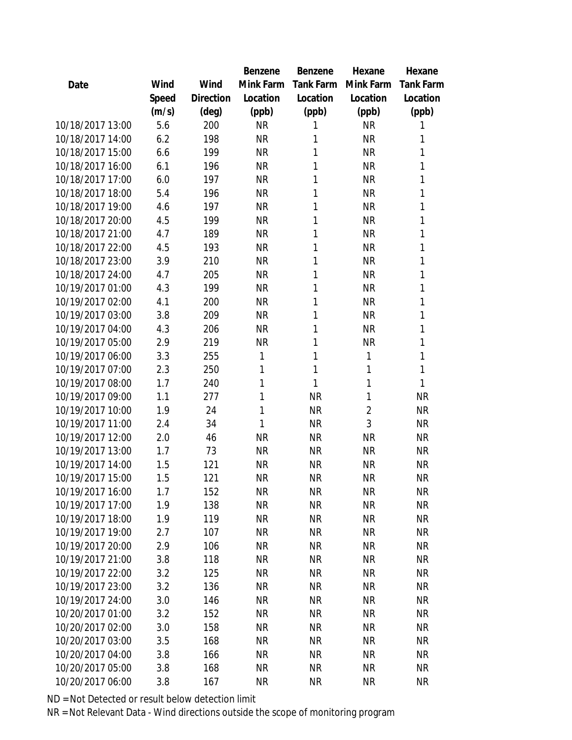| Date | Wind Speed (m/s) | Wind Direction (deg) | Benzene Mink Farm Location (ppb) | Benzene Tank Farm Location (ppb) | Hexane Mink Farm Location (ppb) | Hexane Tank Farm Location (ppb) |
|---|---|---|---|---|---|---|
| 10/18/2017 13:00 | 5.6 | 200 | NR | 1 | NR | 1 |
| 10/18/2017 14:00 | 6.2 | 198 | NR | 1 | NR | 1 |
| 10/18/2017 15:00 | 6.6 | 199 | NR | 1 | NR | 1 |
| 10/18/2017 16:00 | 6.1 | 196 | NR | 1 | NR | 1 |
| 10/18/2017 17:00 | 6.0 | 197 | NR | 1 | NR | 1 |
| 10/18/2017 18:00 | 5.4 | 196 | NR | 1 | NR | 1 |
| 10/18/2017 19:00 | 4.6 | 197 | NR | 1 | NR | 1 |
| 10/18/2017 20:00 | 4.5 | 199 | NR | 1 | NR | 1 |
| 10/18/2017 21:00 | 4.7 | 189 | NR | 1 | NR | 1 |
| 10/18/2017 22:00 | 4.5 | 193 | NR | 1 | NR | 1 |
| 10/18/2017 23:00 | 3.9 | 210 | NR | 1 | NR | 1 |
| 10/18/2017 24:00 | 4.7 | 205 | NR | 1 | NR | 1 |
| 10/19/2017 01:00 | 4.3 | 199 | NR | 1 | NR | 1 |
| 10/19/2017 02:00 | 4.1 | 200 | NR | 1 | NR | 1 |
| 10/19/2017 03:00 | 3.8 | 209 | NR | 1 | NR | 1 |
| 10/19/2017 04:00 | 4.3 | 206 | NR | 1 | NR | 1 |
| 10/19/2017 05:00 | 2.9 | 219 | NR | 1 | NR | 1 |
| 10/19/2017 06:00 | 3.3 | 255 | 1 | 1 | 1 | 1 |
| 10/19/2017 07:00 | 2.3 | 250 | 1 | 1 | 1 | 1 |
| 10/19/2017 08:00 | 1.7 | 240 | 1 | 1 | 1 | 1 |
| 10/19/2017 09:00 | 1.1 | 277 | 1 | NR | 1 | NR |
| 10/19/2017 10:00 | 1.9 | 24 | 1 | NR | 2 | NR |
| 10/19/2017 11:00 | 2.4 | 34 | 1 | NR | 3 | NR |
| 10/19/2017 12:00 | 2.0 | 46 | NR | NR | NR | NR |
| 10/19/2017 13:00 | 1.7 | 73 | NR | NR | NR | NR |
| 10/19/2017 14:00 | 1.5 | 121 | NR | NR | NR | NR |
| 10/19/2017 15:00 | 1.5 | 121 | NR | NR | NR | NR |
| 10/19/2017 16:00 | 1.7 | 152 | NR | NR | NR | NR |
| 10/19/2017 17:00 | 1.9 | 138 | NR | NR | NR | NR |
| 10/19/2017 18:00 | 1.9 | 119 | NR | NR | NR | NR |
| 10/19/2017 19:00 | 2.7 | 107 | NR | NR | NR | NR |
| 10/19/2017 20:00 | 2.9 | 106 | NR | NR | NR | NR |
| 10/19/2017 21:00 | 3.8 | 118 | NR | NR | NR | NR |
| 10/19/2017 22:00 | 3.2 | 125 | NR | NR | NR | NR |
| 10/19/2017 23:00 | 3.2 | 136 | NR | NR | NR | NR |
| 10/19/2017 24:00 | 3.0 | 146 | NR | NR | NR | NR |
| 10/20/2017 01:00 | 3.2 | 152 | NR | NR | NR | NR |
| 10/20/2017 02:00 | 3.0 | 158 | NR | NR | NR | NR |
| 10/20/2017 03:00 | 3.5 | 168 | NR | NR | NR | NR |
| 10/20/2017 04:00 | 3.8 | 166 | NR | NR | NR | NR |
| 10/20/2017 05:00 | 3.8 | 168 | NR | NR | NR | NR |
| 10/20/2017 06:00 | 3.8 | 167 | NR | NR | NR | NR |

ND = Not Detected or result below detection limit

NR = Not Relevant Data - Wind directions outside the scope of monitoring program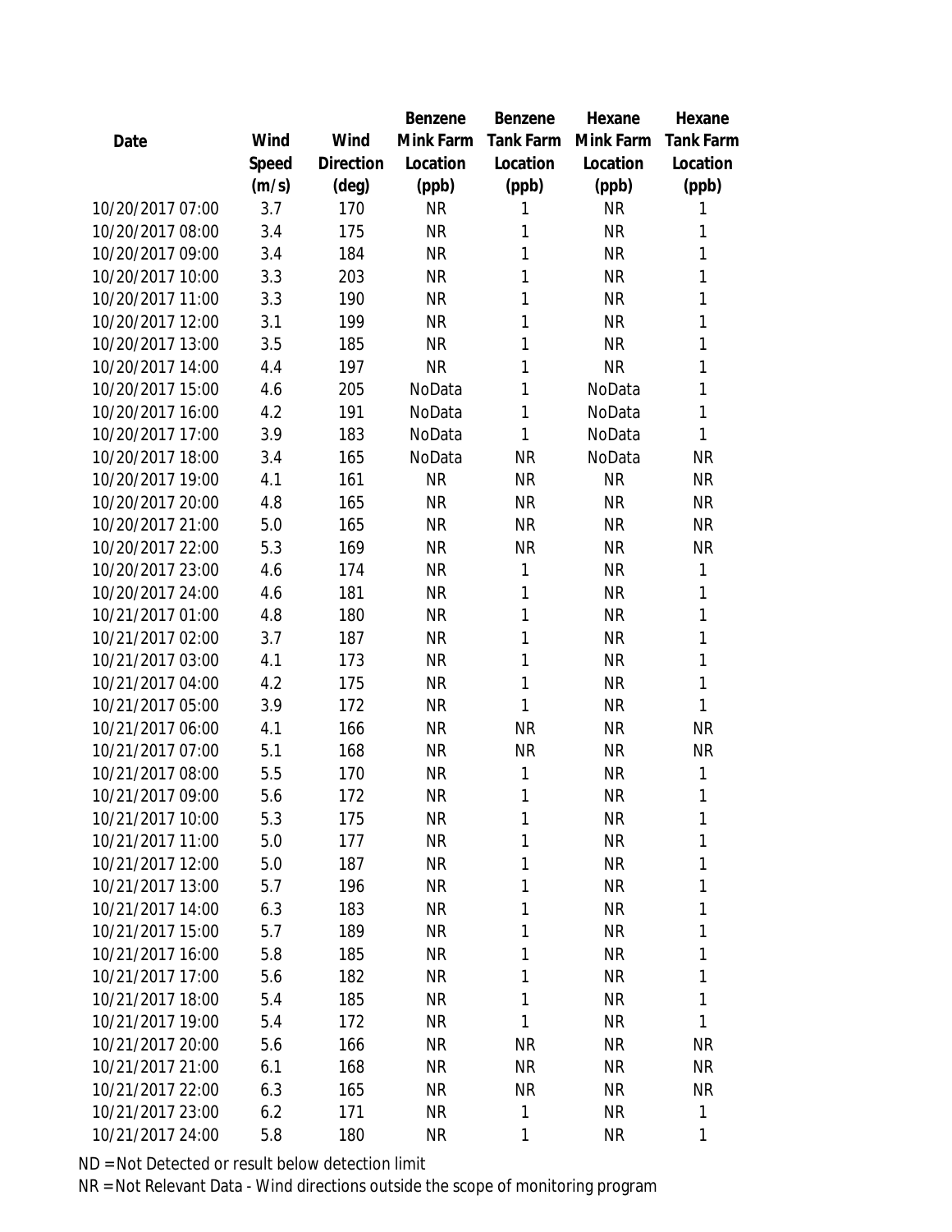| Date | Wind Speed (m/s) | Wind Direction (deg) | Benzene Mink Farm Location (ppb) | Benzene Tank Farm Location (ppb) | Hexane Mink Farm Location (ppb) | Hexane Tank Farm Location (ppb) |
|---|---|---|---|---|---|---|
| 10/20/2017 07:00 | 3.7 | 170 | NR | 1 | NR | 1 |
| 10/20/2017 08:00 | 3.4 | 175 | NR | 1 | NR | 1 |
| 10/20/2017 09:00 | 3.4 | 184 | NR | 1 | NR | 1 |
| 10/20/2017 10:00 | 3.3 | 203 | NR | 1 | NR | 1 |
| 10/20/2017 11:00 | 3.3 | 190 | NR | 1 | NR | 1 |
| 10/20/2017 12:00 | 3.1 | 199 | NR | 1 | NR | 1 |
| 10/20/2017 13:00 | 3.5 | 185 | NR | 1 | NR | 1 |
| 10/20/2017 14:00 | 4.4 | 197 | NR | 1 | NR | 1 |
| 10/20/2017 15:00 | 4.6 | 205 | NoData | 1 | NoData | 1 |
| 10/20/2017 16:00 | 4.2 | 191 | NoData | 1 | NoData | 1 |
| 10/20/2017 17:00 | 3.9 | 183 | NoData | 1 | NoData | 1 |
| 10/20/2017 18:00 | 3.4 | 165 | NoData | NR | NoData | NR |
| 10/20/2017 19:00 | 4.1 | 161 | NR | NR | NR | NR |
| 10/20/2017 20:00 | 4.8 | 165 | NR | NR | NR | NR |
| 10/20/2017 21:00 | 5.0 | 165 | NR | NR | NR | NR |
| 10/20/2017 22:00 | 5.3 | 169 | NR | NR | NR | NR |
| 10/20/2017 23:00 | 4.6 | 174 | NR | 1 | NR | 1 |
| 10/20/2017 24:00 | 4.6 | 181 | NR | 1 | NR | 1 |
| 10/21/2017 01:00 | 4.8 | 180 | NR | 1 | NR | 1 |
| 10/21/2017 02:00 | 3.7 | 187 | NR | 1 | NR | 1 |
| 10/21/2017 03:00 | 4.1 | 173 | NR | 1 | NR | 1 |
| 10/21/2017 04:00 | 4.2 | 175 | NR | 1 | NR | 1 |
| 10/21/2017 05:00 | 3.9 | 172 | NR | 1 | NR | 1 |
| 10/21/2017 06:00 | 4.1 | 166 | NR | NR | NR | NR |
| 10/21/2017 07:00 | 5.1 | 168 | NR | NR | NR | NR |
| 10/21/2017 08:00 | 5.5 | 170 | NR | 1 | NR | 1 |
| 10/21/2017 09:00 | 5.6 | 172 | NR | 1 | NR | 1 |
| 10/21/2017 10:00 | 5.3 | 175 | NR | 1 | NR | 1 |
| 10/21/2017 11:00 | 5.0 | 177 | NR | 1 | NR | 1 |
| 10/21/2017 12:00 | 5.0 | 187 | NR | 1 | NR | 1 |
| 10/21/2017 13:00 | 5.7 | 196 | NR | 1 | NR | 1 |
| 10/21/2017 14:00 | 6.3 | 183 | NR | 1 | NR | 1 |
| 10/21/2017 15:00 | 5.7 | 189 | NR | 1 | NR | 1 |
| 10/21/2017 16:00 | 5.8 | 185 | NR | 1 | NR | 1 |
| 10/21/2017 17:00 | 5.6 | 182 | NR | 1 | NR | 1 |
| 10/21/2017 18:00 | 5.4 | 185 | NR | 1 | NR | 1 |
| 10/21/2017 19:00 | 5.4 | 172 | NR | 1 | NR | 1 |
| 10/21/2017 20:00 | 5.6 | 166 | NR | NR | NR | NR |
| 10/21/2017 21:00 | 6.1 | 168 | NR | NR | NR | NR |
| 10/21/2017 22:00 | 6.3 | 165 | NR | NR | NR | NR |
| 10/21/2017 23:00 | 6.2 | 171 | NR | 1 | NR | 1 |
| 10/21/2017 24:00 | 5.8 | 180 | NR | 1 | NR | 1 |

ND = Not Detected or result below detection limit

NR = Not Relevant Data - Wind directions outside the scope of monitoring program